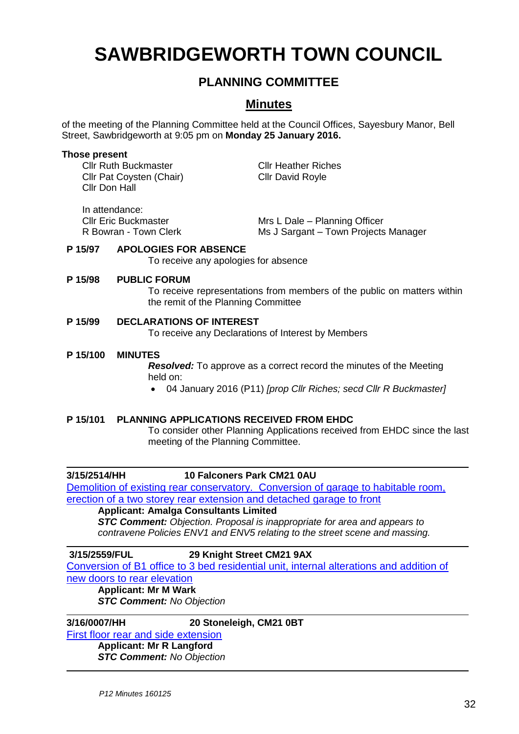# SAWBRIDGEWORTH TOWN COUNCIL

## PLANNING COMMITTEE

## Minutes

of the meeting of the Planning Committee held at the Council Offices, Sayesbury Manor, Bell Street, Sawbridgeworth at 9:05 pm on **Monday 25 January 2016.**

**Those present**

Cllr Ruth Buckmaster
Cllr Pat Coysten (Chair)
Cllr Don Hall
Cllr Heather Riches
Cllr David Royle

In attendance:

Cllr Eric Buckmaster
R Bowran - Town Clerk
Mrs L Dale – Planning Officer
Ms J Sargant – Town Projects Manager

**P 15/97 APOLOGIES FOR ABSENCE**

To receive any apologies for absence

**P 15/98 PUBLIC FORUM**

To receive representations from members of the public on matters within the remit of the Planning Committee

**P 15/99 DECLARATIONS OF INTEREST**

To receive any Declarations of Interest by Members

**P 15/100 MINUTES**

***Resolved:*** To approve as a correct record the minutes of the Meeting held on:

- 04 January 2016 (P11) *[prop Cllr Riches; secd Cllr R Buckmaster]*

**P 15/101 PLANNING APPLICATIONS RECEIVED FROM EHDC**

To consider other Planning Applications received from EHDC since the last meeting of the Planning Committee.

---

**3/15/2514/HH 10 Falconers Park CM21 0AU**

Demolition of existing rear conservatory. Conversion of garage to habitable room, erection of a two storey rear extension and detached garage to front

**Applicant: Amalga Consultants Limited**

***STC Comment:*** *Objection. Proposal is inappropriate for area and appears to contravene Policies ENV1 and ENV5 relating to the street scene and massing.*

---

**3/15/2559/FUL 29 Knight Street CM21 9AX**

Conversion of B1 office to 3 bed residential unit, internal alterations and addition of new doors to rear elevation

**Applicant: Mr M Wark**

***STC Comment:*** *No Objection*

---

**3/16/0007/HH 20 Stoneleigh, CM21 0BT**

First floor rear and side extension

**Applicant: Mr R Langford**

***STC Comment:*** *No Objection*

---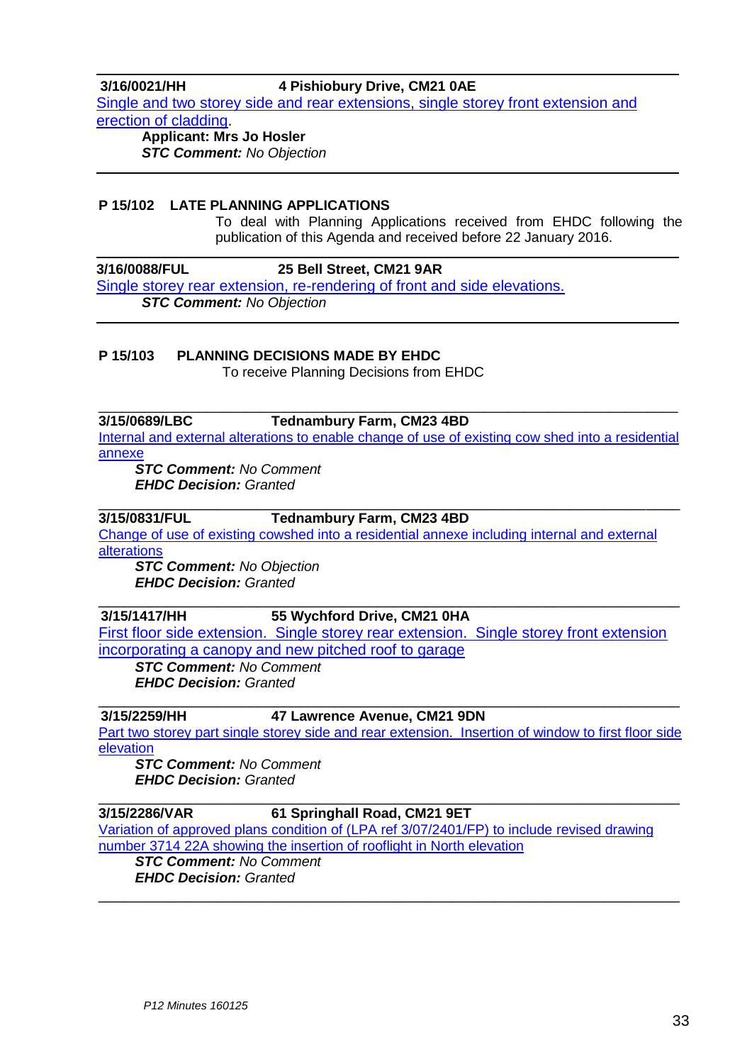---

**3/16/0021/HH** **4 Pishiobury Drive, CM21 0AE**

Single and two storey side and rear extensions, single storey front extension and erection of cladding.

**Applicant: Mrs Jo Hosler**
***STC Comment:*** *No Objection*

---

## P 15/102 LATE PLANNING APPLICATIONS

To deal with Planning Applications received from EHDC following the publication of this Agenda and received before 22 January 2016.

---

**3/16/0088/FUL** **25 Bell Street, CM21 9AR**

Single storey rear extension, re-rendering of front and side elevations.

***STC Comment:*** *No Objection*

---

## P 15/103 PLANNING DECISIONS MADE BY EHDC

To receive Planning Decisions from EHDC

---

**3/15/0689/LBC** **Tednambury Farm, CM23 4BD**

Internal and external alterations to enable change of use of existing cow shed into a residential annexe

***STC Comment:*** *No Comment*
***EHDC Decision:*** *Granted*

---

**3/15/0831/FUL** **Tednambury Farm, CM23 4BD**

Change of use of existing cowshed into a residential annexe including internal and external alterations

***STC Comment:*** *No Objection*
***EHDC Decision:*** *Granted*

---

**3/15/1417/HH** **55 Wychford Drive, CM21 0HA**

First floor side extension. Single storey rear extension. Single storey front extension incorporating a canopy and new pitched roof to garage

***STC Comment:*** *No Comment*
***EHDC Decision:*** *Granted*

---

**3/15/2259/HH** **47 Lawrence Avenue, CM21 9DN**

Part two storey part single storey side and rear extension. Insertion of window to first floor side elevation

***STC Comment:*** *No Comment*
***EHDC Decision:*** *Granted*

---

**3/15/2286/VAR** **61 Springhall Road, CM21 9ET**

Variation of approved plans condition of (LPA ref 3/07/2401/FP) to include revised drawing number 3714 22A showing the insertion of rooflight in North elevation

***STC Comment:*** *No Comment*
***EHDC Decision:*** *Granted*

---

*P12 Minutes 160125*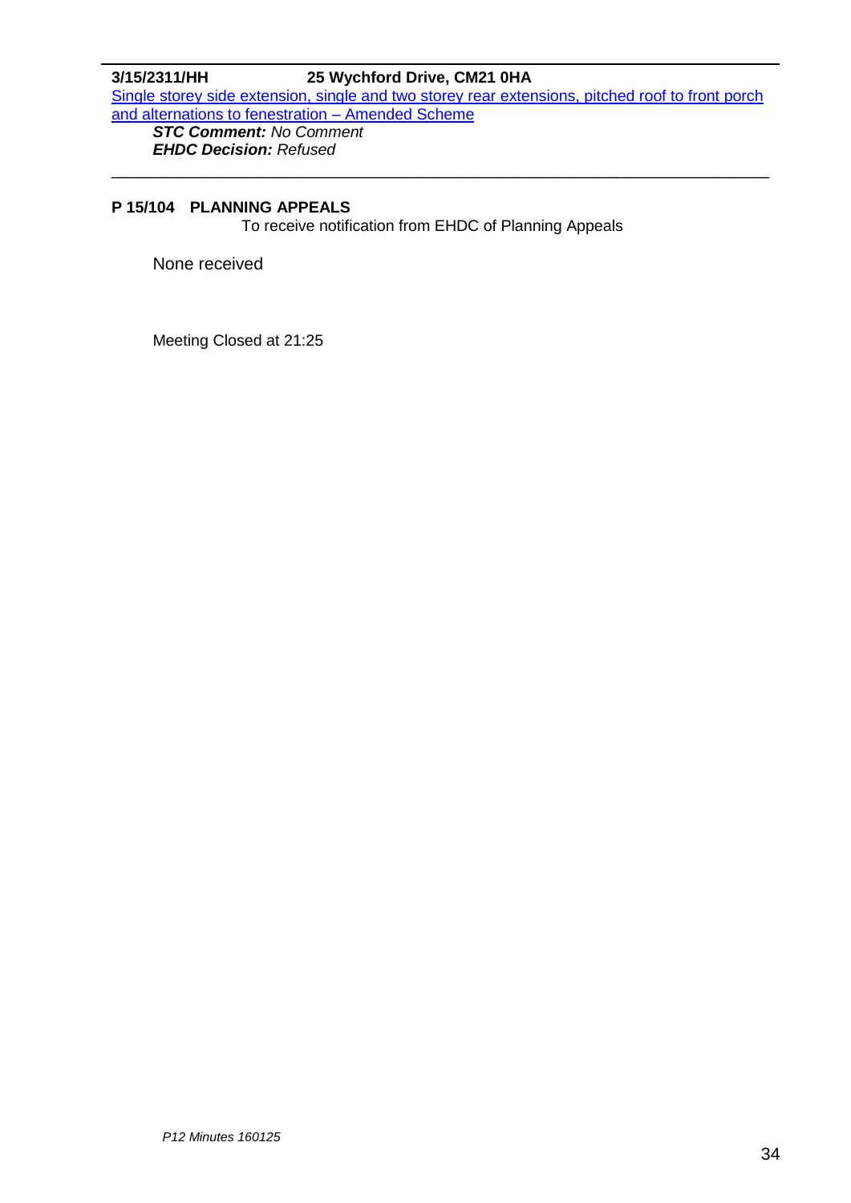**3/15/2311/HH 25 Wychford Drive, CM21 0HA**

Single storey side extension, single and two storey rear extensions, pitched roof to front porch and alternations to fenestration – Amended Scheme

***STC Comment:*** *No Comment*
***EHDC Decision:*** *Refused*

---

**P 15/104 PLANNING APPEALS**

To receive notification from EHDC of Planning Appeals

None received

Meeting Closed at 21:25

*P12 Minutes 160125*